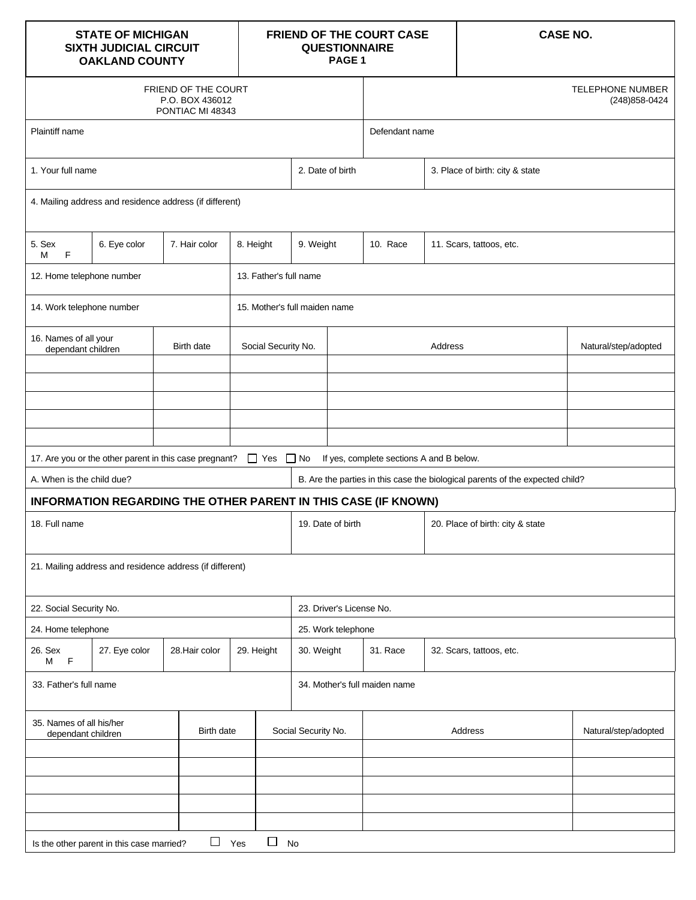| STATE OF MICHIGAN<br>SIXTH JUDICIAL CIRCUIT<br>OAKLAND COUNTY | FRIEND OF THE COURT CASE QUESTIONNAIRE<br>PAGE 1 | CASE NO. |
|---|---|---|

| FRIEND OF THE COURT<br>P.O. BOX 436012<br>PONTIAC MI 48343 | TELEPHONE NUMBER<br>(248)858-0424 |
|---|---|
| Plaintiff name | Defendant name |

| 1. Your full name | 2. Date of birth | 3. Place of birth: city & state |
|---|---|---|

4. Mailing address and residence address (if different)

| 5. Sex M F | 6. Eye color | 7. Hair color | 8. Height | 9. Weight | 10. Race | 11. Scars, tattoos, etc. |
|---|---|---|---|---|---|---|

| 12. Home telephone number | 13. Father's full name |
|---|---|
| 14. Work telephone number | 15. Mother's full maiden name |

| 16. Names of all your dependant children | Birth date | Social Security No. | Address | Natural/step/adopted |
|---|---|---|---|---|
| | | | | |
| | | | | |
| | | | | |
| | | | | |
| | | | | |

17. Are you or the other parent in this case pregnant? ☐ Yes ☐ No If yes, complete sections A and B below.

| A. When is the child due? | B. Are the parties in this case the biological parents of the expected child? |
|---|---|

## INFORMATION REGARDING THE OTHER PARENT IN THIS CASE (IF KNOWN)

| 18. Full name | 19. Date of birth | 20. Place of birth: city & state |
|---|---|---|

21. Mailing address and residence address (if different)

| 22. Social Security No. | 23. Driver's License No. |
|---|---|
| 24. Home telephone | 25. Work telephone |

| 26. Sex M F | 27. Eye color | 28.Hair color | 29. Height | 30. Weight | 31. Race | 32. Scars, tattoos, etc. |
|---|---|---|---|---|---|---|

| 33. Father's full name | 34. Mother's full maiden name |
|---|---|

| 35. Names of all his/her dependant children | Birth date | Social Security No. | Address | Natural/step/adopted |
|---|---|---|---|---|
| | | | | |
| | | | | |
| | | | | |
| | | | | |
| | | | | |

Is the other parent in this case married? ☐ Yes ☐ No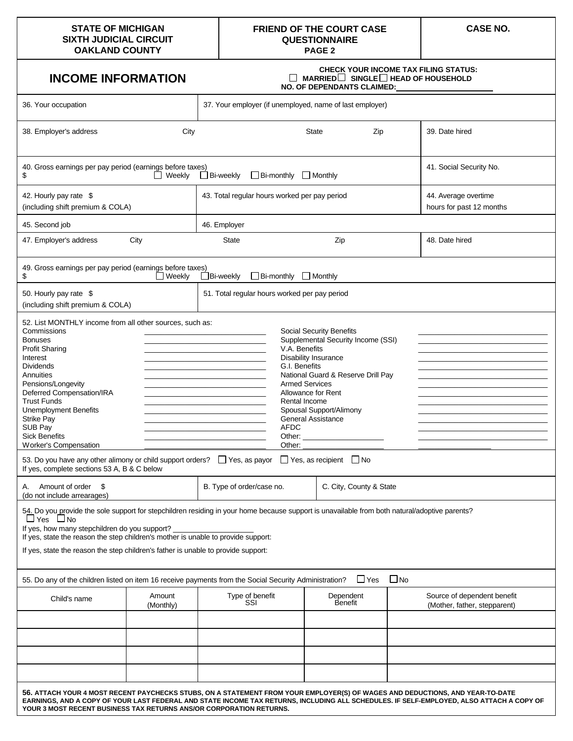| STATE OF MICHIGAN<br>SIXTH JUDICIAL CIRCUIT<br>OAKLAND COUNTY | FRIEND OF THE COURT CASE QUESTIONNAIRE<br>PAGE 2 | CASE NO. |
|---|---|---|

## INCOME INFORMATION

**CHECK YOUR INCOME TAX FILING STATUS:**
☐ MARRIED ☐ SINGLE ☐ HEAD OF HOUSEHOLD
**NO. OF DEPENDANTS CLAIMED:** ______________________

| | | |
|---|---|---|
| 36. Your occupation | 37. Your employer (if unemployed, name of last employer) | |
| 38. Employer's address City | State Zip | 39. Date hired |
| 40. Gross earnings per pay period (earnings before taxes)<br>$ ☐ Weekly ☐ Bi-weekly ☐ Bi-monthly ☐ Monthly | | 41. Social Security No. |
| 42. Hourly pay rate $<br>(including shift premium & COLA) | 43. Total regular hours worked per pay period | 44. Average overtime hours for past 12 months |
| 45. Second job | 46. Employer | |
| 47. Employer's address City | State Zip | 48. Date hired |
| 49. Gross earnings per pay period (earnings before taxes)<br>$ ☐ Weekly ☐ Bi-weekly ☐ Bi-monthly ☐ Monthly | | |
| 50. Hourly pay rate $<br>(including shift premium & COLA) | 51. Total regular hours worked per pay period | |

52. List MONTHLY income from all other sources, such as:

| | | | |
|---|---|---|---|
| Commissions | ______________ | Social Security Benefits | ______________ |
| Bonuses | ______________ | Supplemental Security Income (SSI) | ______________ |
| Profit Sharing | ______________ | V.A. Benefits | ______________ |
| Interest | ______________ | Disability Insurance | ______________ |
| Dividends | ______________ | G.I. Benefits | ______________ |
| Annuities | ______________ | National Guard & Reserve Drill Pay | ______________ |
| Pensions/Longevity | ______________ | Armed Services | ______________ |
| Deferred Compensation/IRA | ______________ | Allowance for Rent | ______________ |
| Trust Funds | ______________ | Rental Income | ______________ |
| Unemployment Benefits | ______________ | Spousal Support/Alimony | ______________ |
| Strike Pay | ______________ | General Assistance | ______________ |
| SUB Pay | ______________ | AFDC | ______________ |
| Sick Benefits | ______________ | Other: ______________ | ______________ |
| Worker's Compensation | ______________ | Other: ______________ | ______________ |

53. Do you have any other alimony or child support orders? ☐ Yes, as payor ☐ Yes, as recipient ☐ No
If yes, complete sections 53 A, B & C below

| A. Amount of order $<br>(do not include arrearages) | B. Type of order/case no. | C. City, County & State |
|---|---|---|

54. Do you provide the sole support for stepchildren residing in your home because support is unavailable from both natural/adoptive parents?
☐ Yes ☐ No
If yes, how many stepchildren do you support? ____________________
If yes, state the reason the step children's mother is unable to provide support:

If yes, state the reason the step children's father is unable to provide support:

55. Do any of the children listed on item 16 receive payments from the Social Security Administration? ☐ Yes ☐ No

| Child's name | Amount (Monthly) | Type of benefit SSI | Dependent Benefit | Source of dependent benefit (Mother, father, stepparent) |
|---|---|---|---|---|
| | | | | |
| | | | | |
| | | | | |
| | | | | |

**56. ATTACH YOUR 4 MOST RECENT PAYCHECKS STUBS, ON A STATEMENT FROM YOUR EMPLOYER(S) OF WAGES AND DEDUCTIONS, AND YEAR-TO-DATE EARNINGS, AND A COPY OF YOUR LAST FEDERAL AND STATE INCOME TAX RETURNS, INCLUDING ALL SCHEDULES. IF SELF-EMPLOYED, ALSO ATTACH A COPY OF YOUR 3 MOST RECENT BUSINESS TAX RETURNS ANS/OR CORPORATION RETURNS.**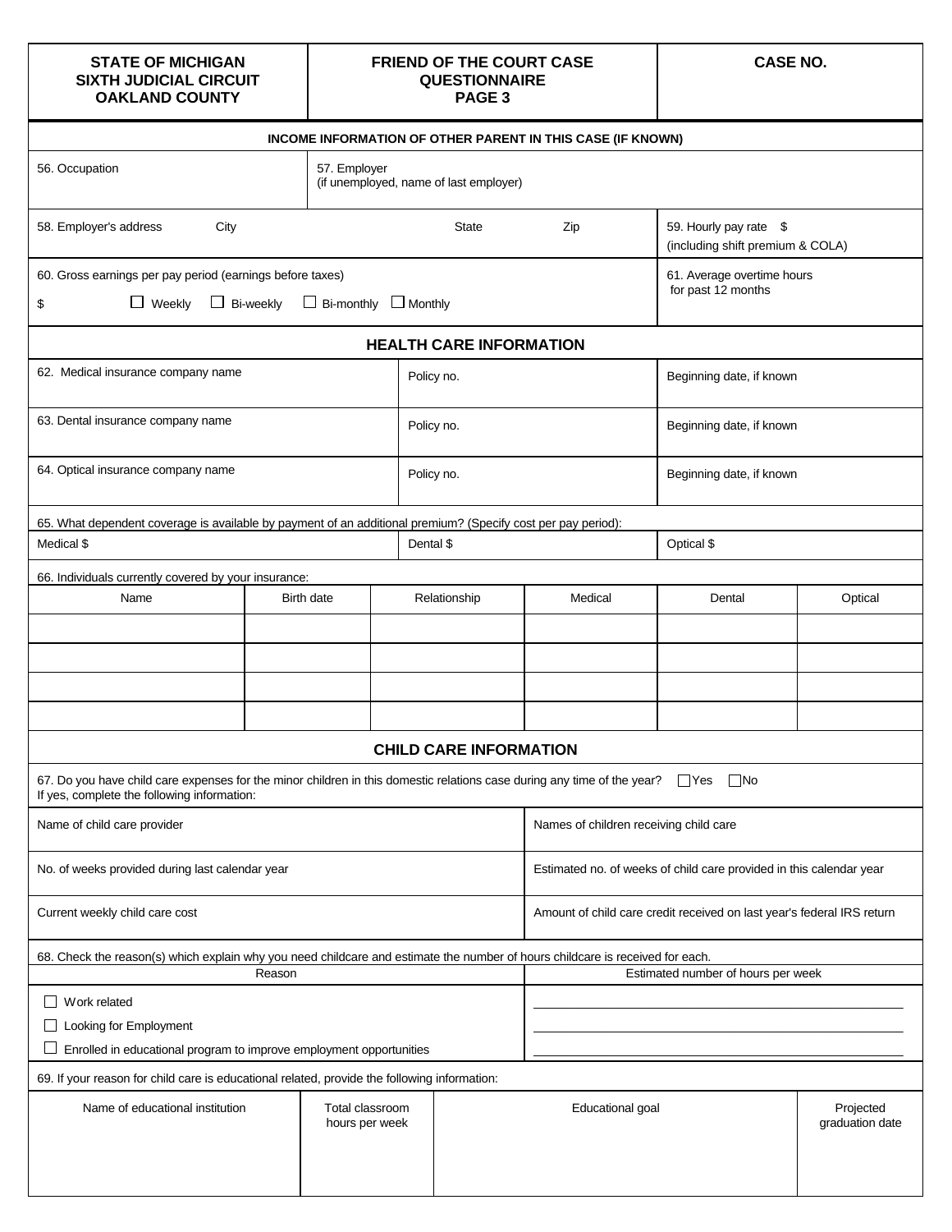| STATE OF MICHIGAN SIXTH JUDICIAL CIRCUIT OAKLAND COUNTY | FRIEND OF THE COURT CASE QUESTIONNAIRE PAGE 3 | CASE NO. |
|---|---|---|

## INCOME INFORMATION OF OTHER PARENT IN THIS CASE (IF KNOWN)

| 56. Occupation | 57. Employer (if unemployed, name of last employer) |
|---|---|

| 58. Employer's address | City | State | Zip | 59. Hourly pay rate $ (including shift premium & COLA) |
|---|---|---|---|---|

| 60. Gross earnings per pay period (earnings before taxes) $ ☐ Weekly ☐ Bi-weekly ☐ Bi-monthly ☐ Monthly | 61. Average overtime hours for past 12 months |
|---|---|

## HEALTH CARE INFORMATION

| | | |
|---|---|---|
| 62. Medical insurance company name | Policy no. | Beginning date, if known |
| 63. Dental insurance company name | Policy no. | Beginning date, if known |
| 64. Optical insurance company name | Policy no. | Beginning date, if known |

65. What dependent coverage is available by payment of an additional premium? (Specify cost per pay period):

| Medical $ | Dental $ | Optical $ |
|---|---|---|

66. Individuals currently covered by your insurance:

| Name | Birth date | Relationship | Medical | Dental | Optical |
|---|---|---|---|---|---|
| | | | | | |
| | | | | | |
| | | | | | |
| | | | | | |

## CHILD CARE INFORMATION

67. Do you have child care expenses for the minor children in this domestic relations case during any time of the year? ☐ Yes ☐ No
If yes, complete the following information:

| | |
|---|---|
| Name of child care provider | Names of children receiving child care |
| No. of weeks provided during last calendar year | Estimated no. of weeks of child care provided in this calendar year |
| Current weekly child care cost | Amount of child care credit received on last year's federal IRS return |

68. Check the reason(s) which explain why you need childcare and estimate the number of hours childcare is received for each.

| Reason | Estimated number of hours per week |
|---|---|
| ☐ Work related | |
| ☐ Looking for Employment | |
| ☐ Enrolled in educational program to improve employment opportunities | |

69. If your reason for child care is educational related, provide the following information:

| Name of educational institution | Total classroom hours per week | Educational goal | Projected graduation date |
|---|---|---|---|
| | | | |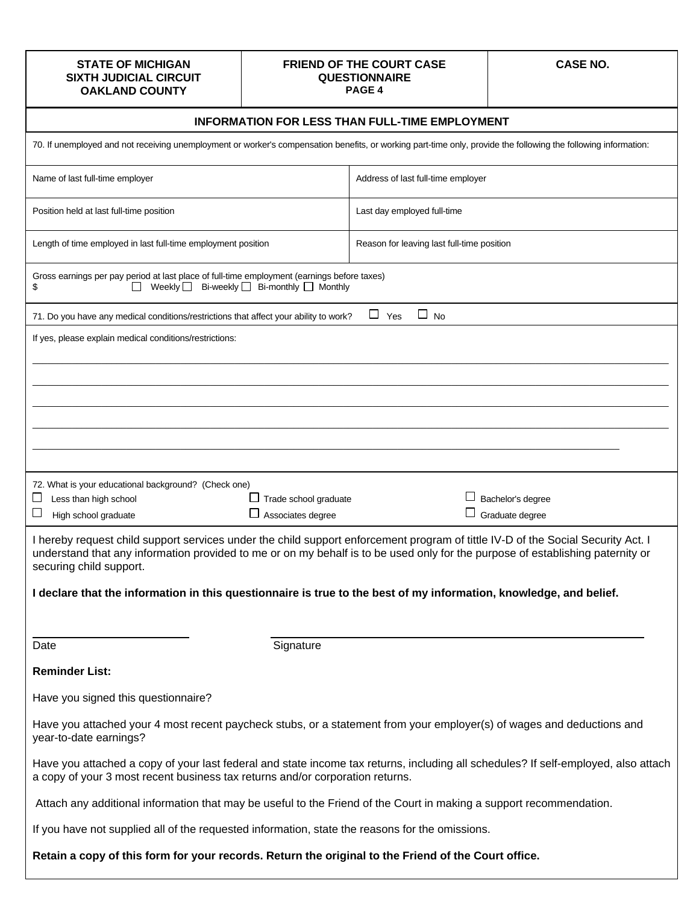| STATE OF MICHIGAN<br>SIXTH JUDICIAL CIRCUIT<br>OAKLAND COUNTY | FRIEND OF THE COURT CASE QUESTIONNAIRE<br>PAGE 4 | CASE NO. |
|---|---|---|

## INFORMATION FOR LESS THAN FULL-TIME EMPLOYMENT

70. If unemployed and not receiving unemployment or worker's compensation benefits, or working part-time only, provide the following the following information:

| | |
|---|---|
| Name of last full-time employer | Address of last full-time employer |
| Position held at last full-time position | Last day employed full-time |
| Length of time employed in last full-time employment position | Reason for leaving last full-time position |

Gross earnings per pay period at last place of full-time employment (earnings before taxes)
$ ☐ Weekly ☐ Bi-weekly ☐ Bi-monthly ☐ Monthly

71. Do you have any medical conditions/restrictions that affect your ability to work? ☐ Yes ☐ No

If yes, please explain medical conditions/restrictions:

_______________________________________________

_______________________________________________

_______________________________________________

_______________________________________________

_______________________________________________

72. What is your educational background? (Check one)

| | | |
|---|---|---|
| ☐ Less than high school | ☐ Trade school graduate | ☐ Bachelor's degree |
| ☐ High school graduate | ☐ Associates degree | ☐ Graduate degree |

I hereby request child support services under the child support enforcement program of tittle IV-D of the Social Security Act. I understand that any information provided to me or on my behalf is to be used only for the purpose of establishing paternity or securing child support.

**I declare that the information in this questionnaire is true to the best of my information, knowledge, and belief.**

_______________ _______________________________

Date Signature

**Reminder List:**

Have you signed this questionnaire?

Have you attached your 4 most recent paycheck stubs, or a statement from your employer(s) of wages and deductions and year-to-date earnings?

Have you attached a copy of your last federal and state income tax returns, including all schedules? If self-employed, also attach a copy of your 3 most recent business tax returns and/or corporation returns.

Attach any additional information that may be useful to the Friend of the Court in making a support recommendation.

If you have not supplied all of the requested information, state the reasons for the omissions.

**Retain a copy of this form for your records. Return the original to the Friend of the Court office.**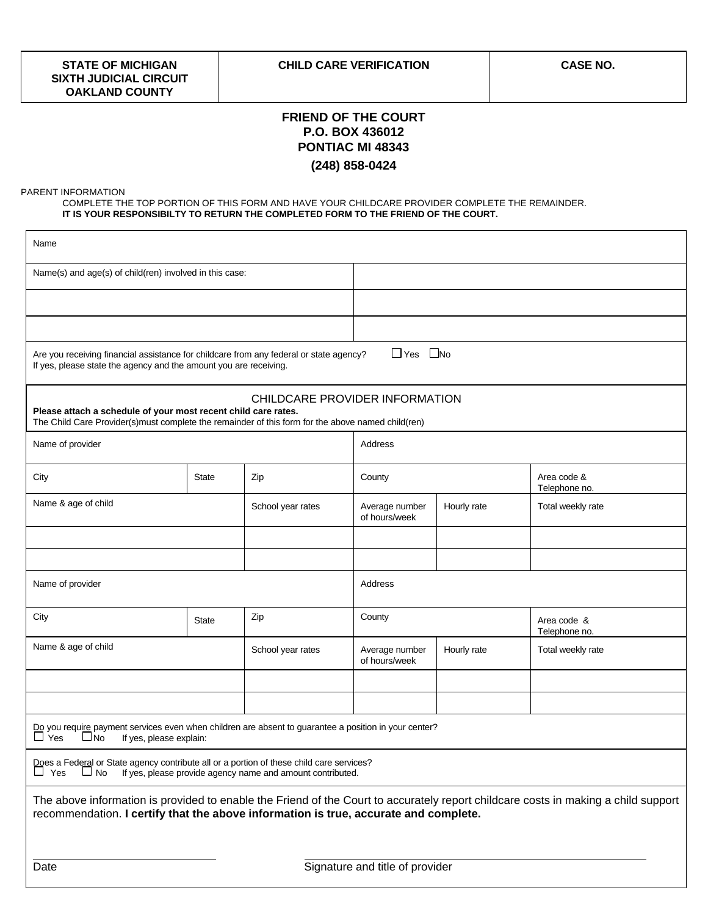| STATE OF MICHIGAN<br>SIXTH JUDICIAL CIRCUIT<br>OAKLAND COUNTY | CHILD CARE VERIFICATION | CASE NO. |
|---|---|---|

**FRIEND OF THE COURT**
**P.O. BOX 436012**
**PONTIAC MI 48343**
**(248) 858-0424**

PARENT INFORMATION

COMPLETE THE TOP PORTION OF THIS FORM AND HAVE YOUR CHILDCARE PROVIDER COMPLETE THE REMAINDER.
**IT IS YOUR RESPONSIBILTY TO RETURN THE COMPLETED FORM TO THE FRIEND OF THE COURT.**

| Name | |
|---|---|
| Name(s) and age(s) of child(ren) involved in this case: | |
| | |
| | |

Are you receiving financial assistance for childcare from any federal or state agency? ☐ Yes ☐ No
If yes, please state the agency and the amount you are receiving.

## CHILDCARE PROVIDER INFORMATION

**Please attach a schedule of your most recent child care rates.**
The Child Care Provider(s)must complete the remainder of this form for the above named child(ren)

| Name of provider | | | Address | | |
|---|---|---|---|---|---|
| City | State | Zip | County | | Area code & Telephone no. |

| Name & age of child | School year rates | Average number of hours/week | Hourly rate | Total weekly rate |
|---|---|---|---|---|
| | | | | |
| | | | | |

| Name of provider | | | Address | | |
|---|---|---|---|---|---|
| City | State | Zip | County | | Area code & Telephone no. |

| Name & age of child | School year rates | Average number of hours/week | Hourly rate | Total weekly rate |
|---|---|---|---|---|
| | | | | |
| | | | | |

Do you require payment services even when children are absent to guarantee a position in your center?
☐ Yes ☐ No If yes, please explain:

Does a Federal or State agency contribute all or a portion of these child care services?
☐ Yes ☐ No If yes, please provide agency name and amount contributed.

The above information is provided to enable the Friend of the Court to accurately report childcare costs in making a child support recommendation. **I certify that the above information is true, accurate and complete.**

_______________________ Date

_______________________ Signature and title of provider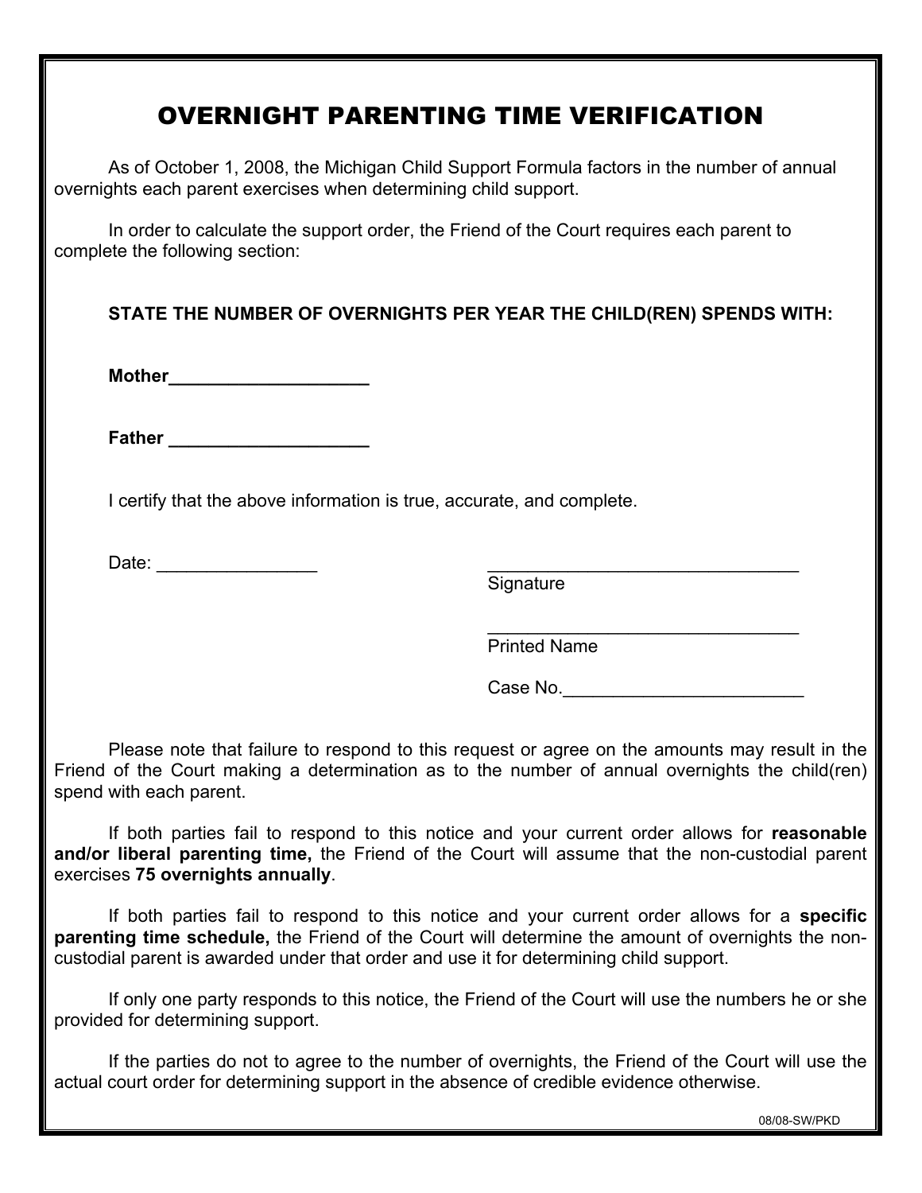# OVERNIGHT PARENTING TIME VERIFICATION

As of October 1, 2008, the Michigan Child Support Formula factors in the number of annual overnights each parent exercises when determining child support.

In order to calculate the support order, the Friend of the Court requires each parent to complete the following section:

**STATE THE NUMBER OF OVERNIGHTS PER YEAR THE CHILD(REN) SPENDS WITH:**

**Mother____________________**

**Father ____________________**

I certify that the above information is true, accurate, and complete.

Date: ________________

________________________________
Signature

________________________________
Printed Name

Case No.________________________

Please note that failure to respond to this request or agree on the amounts may result in the Friend of the Court making a determination as to the number of annual overnights the child(ren) spend with each parent.

If both parties fail to respond to this notice and your current order allows for **reasonable and/or liberal parenting time,** the Friend of the Court will assume that the non-custodial parent exercises **75 overnights annually**.

If both parties fail to respond to this notice and your current order allows for a **specific parenting time schedule,** the Friend of the Court will determine the amount of overnights the non-custodial parent is awarded under that order and use it for determining child support.

If only one party responds to this notice, the Friend of the Court will use the numbers he or she provided for determining support.

If the parties do not to agree to the number of overnights, the Friend of the Court will use the actual court order for determining support in the absence of credible evidence otherwise.

08/08-SW/PKD